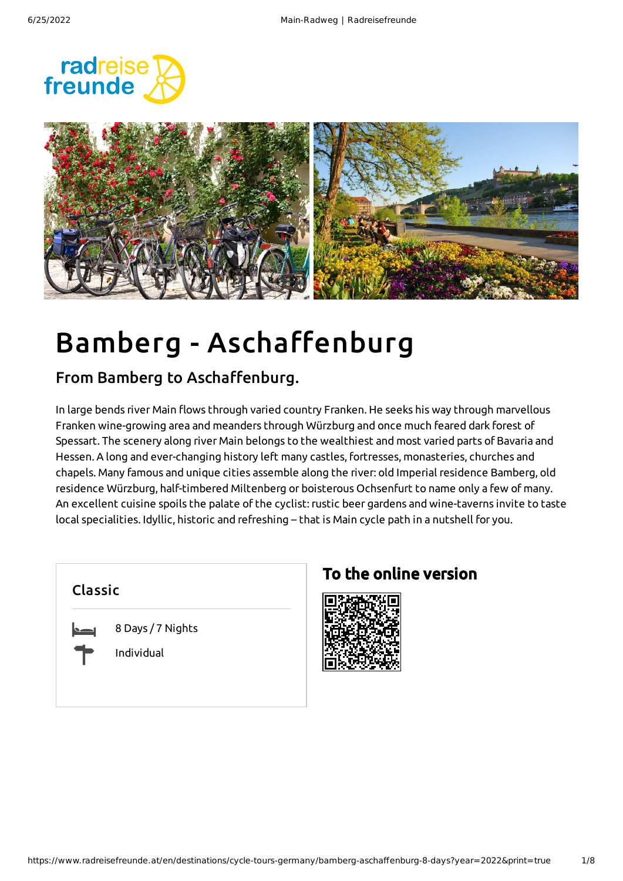# Bamberg - Aschaffenburg

## From Bamberg to Aschaffenburg.

In large bends river Main flows through varied country Franken. He seeks his way through marvellous Franken wine-growing area and meanders through Würzburg and once much feared dark forest of Spessart. The scenery along river Main belongs to the wealthiest and most varied parts of Bavaria and Hessen. A long and ever-changing history left many castles, fortresses, monasteries, churches and chapels. Many famous and unique cities assemble along the river: old Imperial residence Bamberg, old residence Würzburg, half-timbered Miltenberg or boisterous Ochsenfurt to name only a few of many. An excellent cuisine spoils the palate of the cyclist: rustic beer gardens and wine-taverns invite to taste local specialities. Idyllic, historic and refreshing – that is Main cycle path in a nutshell for you.

### Classic

8 Days / 7 Nights

Individual

## To the online version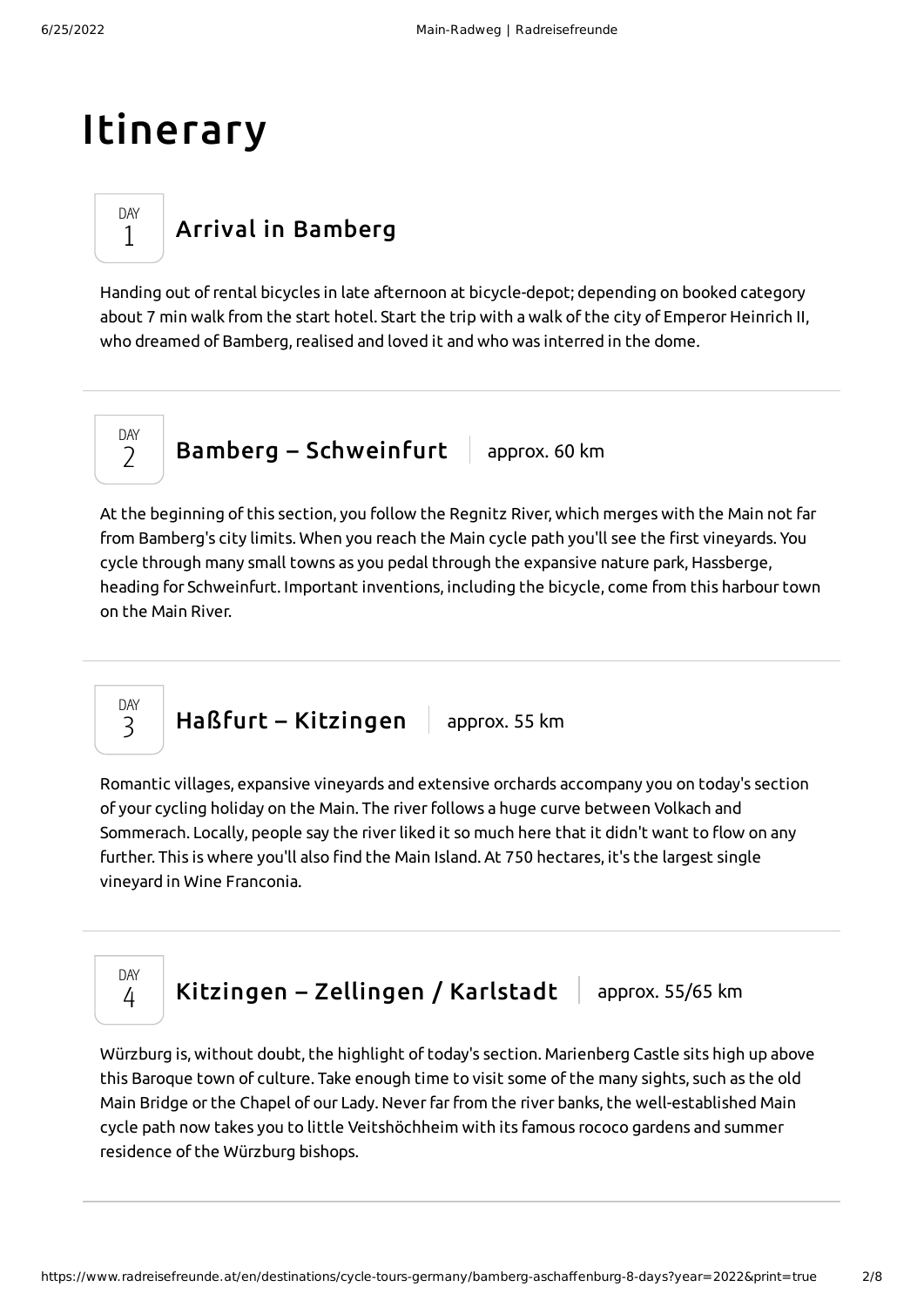# Itinerary

## DAY 1 — Arrival in Bamberg

Handing out of rental bicycles in late afternoon at bicycle-depot; depending on booked category about 7 min walk from the start hotel. Start the trip with a walk of the city of Emperor Heinrich II, who dreamed of Bamberg, realised and loved it and who was interred in the dome.

---

## DAY 2 — Bamberg – Schweinfurt | approx. 60 km

At the beginning of this section, you follow the Regnitz River, which merges with the Main not far from Bamberg's city limits. When you reach the Main cycle path you'll see the first vineyards. You cycle through many small towns as you pedal through the expansive nature park, Hassberge, heading for Schweinfurt. Important inventions, including the bicycle, come from this harbour town on the Main River.

---

## DAY 3 — Haßfurt – Kitzingen | approx. 55 km

Romantic villages, expansive vineyards and extensive orchards accompany you on today's section of your cycling holiday on the Main. The river follows a huge curve between Volkach and Sommerach. Locally, people say the river liked it so much here that it didn't want to flow on any further. This is where you'll also find the Main Island. At 750 hectares, it's the largest single vineyard in Wine Franconia.

---

## DAY 4 — Kitzingen – Zellingen / Karlstadt | approx. 55/65 km

Würzburg is, without doubt, the highlight of today's section. Marienberg Castle sits high up above this Baroque town of culture. Take enough time to visit some of the many sights, such as the old Main Bridge or the Chapel of our Lady. Never far from the river banks, the well-established Main cycle path now takes you to little Veitshöchheim with its famous rococo gardens and summer residence of the Würzburg bishops.

---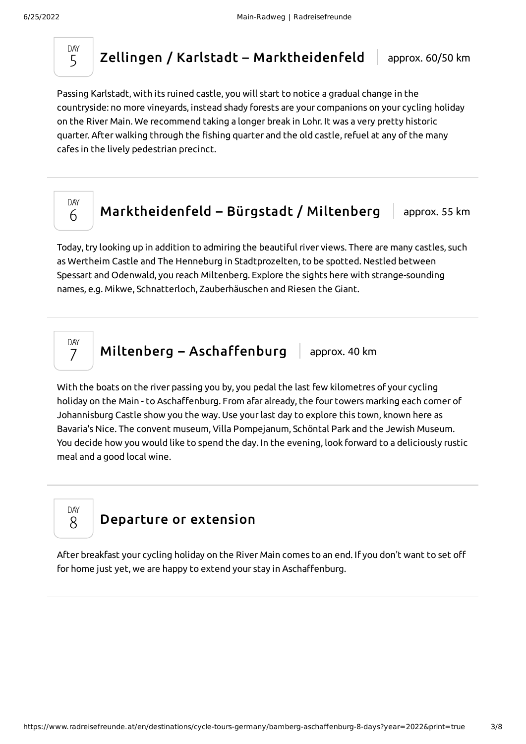## DAY 5 Zellingen / Karlstadt – Marktheidenfeld | approx. 60/50 km

Passing Karlstadt, with its ruined castle, you will start to notice a gradual change in the countryside: no more vineyards, instead shady forests are your companions on your cycling holiday on the River Main. We recommend taking a longer break in Lohr. It was a very pretty historic quarter. After walking through the fishing quarter and the old castle, refuel at any of the many cafes in the lively pedestrian precinct.

## DAY 6 Marktheidenfeld – Bürgstadt / Miltenberg | approx. 55 km

Today, try looking up in addition to admiring the beautiful river views. There are many castles, such as Wertheim Castle and The Henneburg in Stadtprozelten, to be spotted. Nestled between Spessart and Odenwald, you reach Miltenberg. Explore the sights here with strange-sounding names, e.g. Mikwe, Schnatterloch, Zauberhäuschen and Riesen the Giant.

## DAY 7 Miltenberg – Aschaffenburg | approx. 40 km

With the boats on the river passing you by, you pedal the last few kilometres of your cycling holiday on the Main - to Aschaffenburg. From afar already, the four towers marking each corner of Johannisburg Castle show you the way. Use your last day to explore this town, known here as Bavaria's Nice. The convent museum, Villa Pompejanum, Schöntal Park and the Jewish Museum. You decide how you would like to spend the day. In the evening, look forward to a deliciously rustic meal and a good local wine.

## DAY 8 Departure or extension

After breakfast your cycling holiday on the River Main comes to an end. If you don't want to set off for home just yet, we are happy to extend your stay in Aschaffenburg.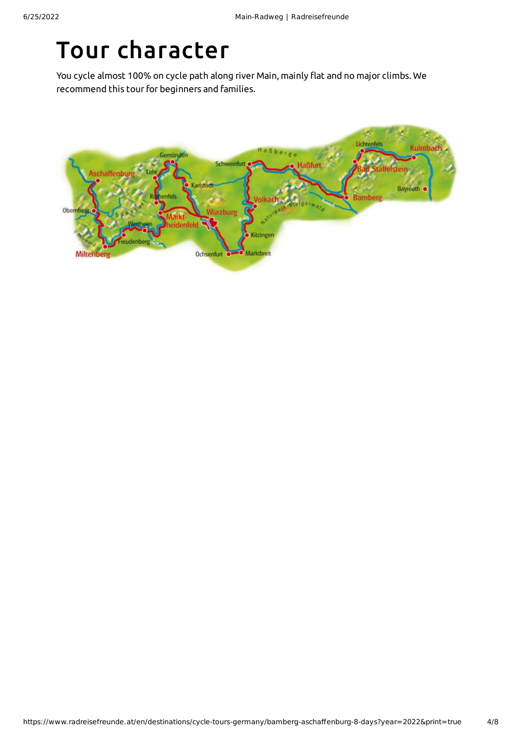# Tour character

You cycle almost 100% on cycle path along river Main, mainly flat and no major climbs. We recommend this tour for beginners and families.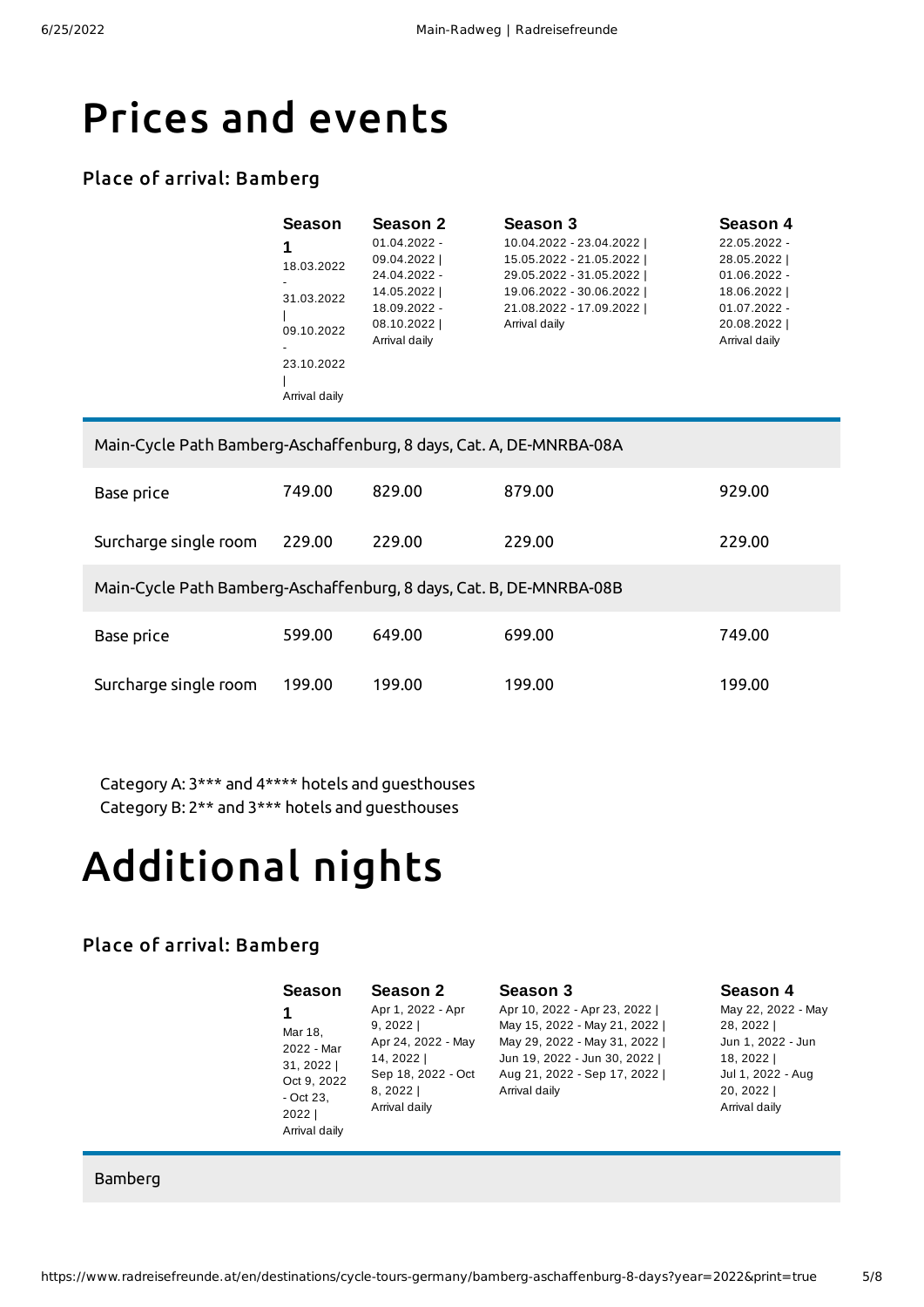# Prices and events

## Place of arrival: Bamberg

| | Season 1<br>18.03.2022 - 31.03.2022 \| 09.10.2022 - 23.10.2022 \| Arrival daily | Season 2<br>01.04.2022 - 09.04.2022 \| 24.04.2022 - 14.05.2022 \| 18.09.2022 - 08.10.2022 \| Arrival daily | Season 3<br>10.04.2022 - 23.04.2022 \| 15.05.2022 - 21.05.2022 \| 29.05.2022 - 31.05.2022 \| 19.06.2022 - 30.06.2022 \| 21.08.2022 - 17.09.2022 \| Arrival daily | Season 4<br>22.05.2022 - 28.05.2022 \| 01.06.2022 - 18.06.2022 \| 01.07.2022 - 20.08.2022 \| Arrival daily |
|---|---|---|---|---|
| **Main-Cycle Path Bamberg-Aschaffenburg, 8 days, Cat. A, DE-MNRBA-08A** | | | | |
| Base price | 749.00 | 829.00 | 879.00 | 929.00 |
| Surcharge single room | 229.00 | 229.00 | 229.00 | 229.00 |
| **Main-Cycle Path Bamberg-Aschaffenburg, 8 days, Cat. B, DE-MNRBA-08B** | | | | |
| Base price | 599.00 | 649.00 | 699.00 | 749.00 |
| Surcharge single room | 199.00 | 199.00 | 199.00 | 199.00 |

Category A: 3*** and 4**** hotels and guesthouses
Category B: 2** and 3*** hotels and guesthouses

# Additional nights

## Place of arrival: Bamberg

| | Season 1<br>Mar 18, 2022 - Mar 31, 2022 \| Oct 9, 2022 - Oct 23, 2022 \| Arrival daily | Season 2<br>Apr 1, 2022 - Apr 9, 2022 \| Apr 24, 2022 - May 14, 2022 \| Sep 18, 2022 - Oct 8, 2022 \| Arrival daily | Season 3<br>Apr 10, 2022 - Apr 23, 2022 \| May 15, 2022 - May 21, 2022 \| May 29, 2022 - May 31, 2022 \| Jun 19, 2022 - Jun 30, 2022 \| Aug 21, 2022 - Sep 17, 2022 \| Arrival daily | Season 4<br>May 22, 2022 - May 28, 2022 \| Jun 1, 2022 - Jun 18, 2022 \| Jul 1, 2022 - Aug 20, 2022 \| Arrival daily |
|---|---|---|---|---|
| **Bamberg** | | | | |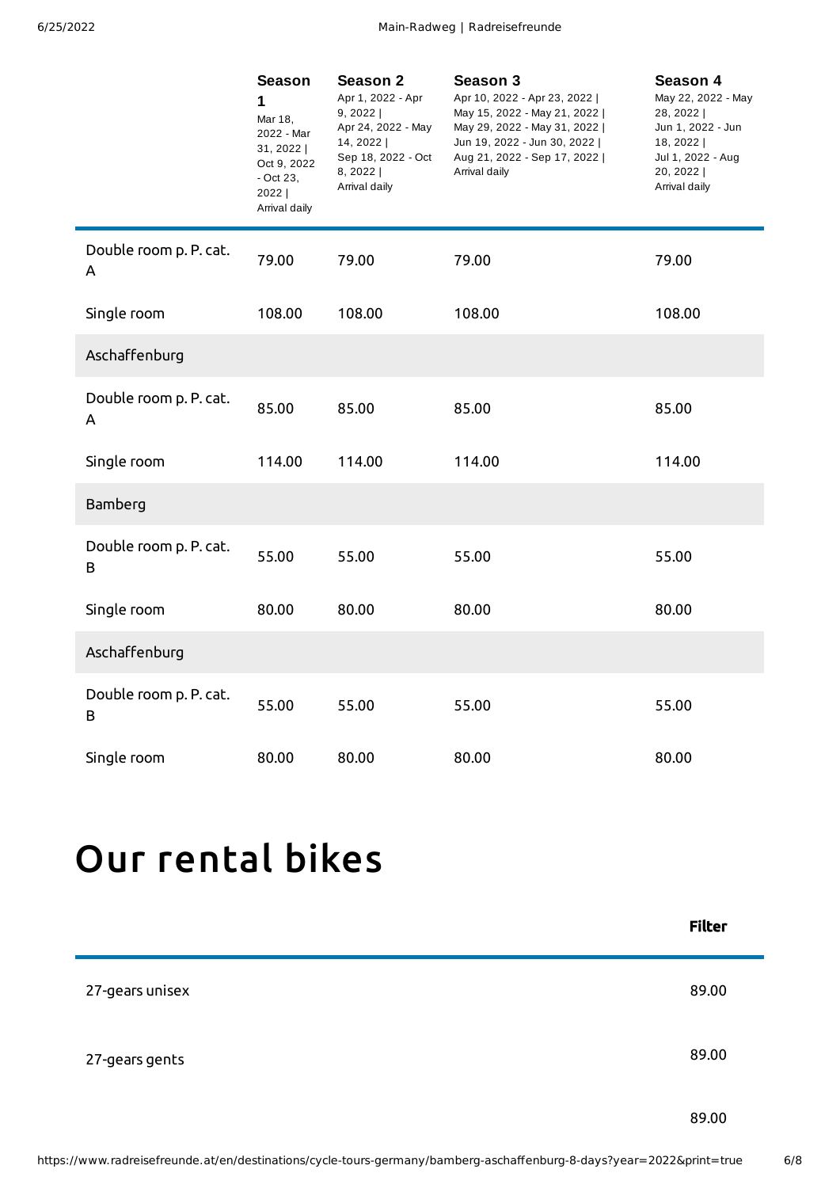| | **Season 1** Mar 18, 2022 - Mar 31, 2022 \| Oct 9, 2022 - Oct 23, 2022 \| Arrival daily | **Season 2** Apr 1, 2022 - Apr 9, 2022 \| Apr 24, 2022 - May 14, 2022 \| Sep 18, 2022 - Oct 8, 2022 \| Arrival daily | **Season 3** Apr 10, 2022 - Apr 23, 2022 \| May 15, 2022 - May 21, 2022 \| May 29, 2022 - May 31, 2022 \| Jun 19, 2022 - Jun 30, 2022 \| Aug 21, 2022 - Sep 17, 2022 \| Arrival daily | **Season 4** May 22, 2022 - May 28, 2022 \| Jun 1, 2022 - Jun 18, 2022 \| Jul 1, 2022 - Aug 20, 2022 \| Arrival daily |
|---|---|---|---|---|
| Double room p. P. cat. A | 79.00 | 79.00 | 79.00 | 79.00 |
| Single room | 108.00 | 108.00 | 108.00 | 108.00 |
| Aschaffenburg | | | | |
| Double room p. P. cat. A | 85.00 | 85.00 | 85.00 | 85.00 |
| Single room | 114.00 | 114.00 | 114.00 | 114.00 |
| Bamberg | | | | |
| Double room p. P. cat. B | 55.00 | 55.00 | 55.00 | 55.00 |
| Single room | 80.00 | 80.00 | 80.00 | 80.00 |
| Aschaffenburg | | | | |
| Double room p. P. cat. B | 55.00 | 55.00 | 55.00 | 55.00 |
| Single room | 80.00 | 80.00 | 80.00 | 80.00 |

# Our rental bikes

| | **Filter** |
|---|---|
| 27-gears unisex | 89.00 |
| 27-gears gents | 89.00 |
| | 89.00 |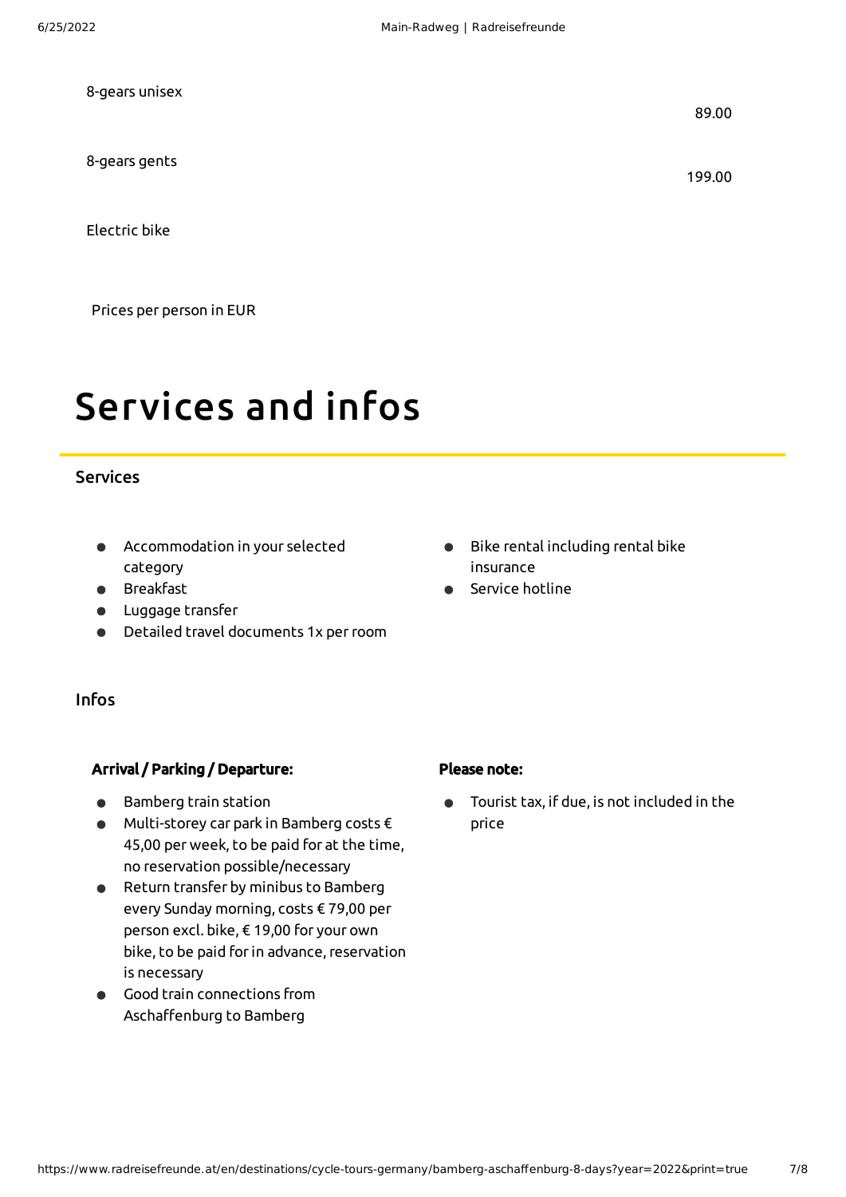| | |
|---|---|
| 8-gears unisex | 89.00 |
| 8-gears gents | 199.00 |
| Electric bike | |

Prices per person in EUR

# Services and infos

### Services

- Accommodation in your selected category
- Breakfast
- Luggage transfer
- Detailed travel documents 1x per room
- Bike rental including rental bike insurance
- Service hotline

### Infos

**Arrival / Parking / Departure:**

- Bamberg train station
- Multi-storey car park in Bamberg costs € 45,00 per week, to be paid for at the time, no reservation possible/necessary
- Return transfer by minibus to Bamberg every Sunday morning, costs € 79,00 per person excl. bike, € 19,00 for your own bike, to be paid for in advance, reservation is necessary
- Good train connections from Aschaffenburg to Bamberg

**Please note:**

- Tourist tax, if due, is not included in the price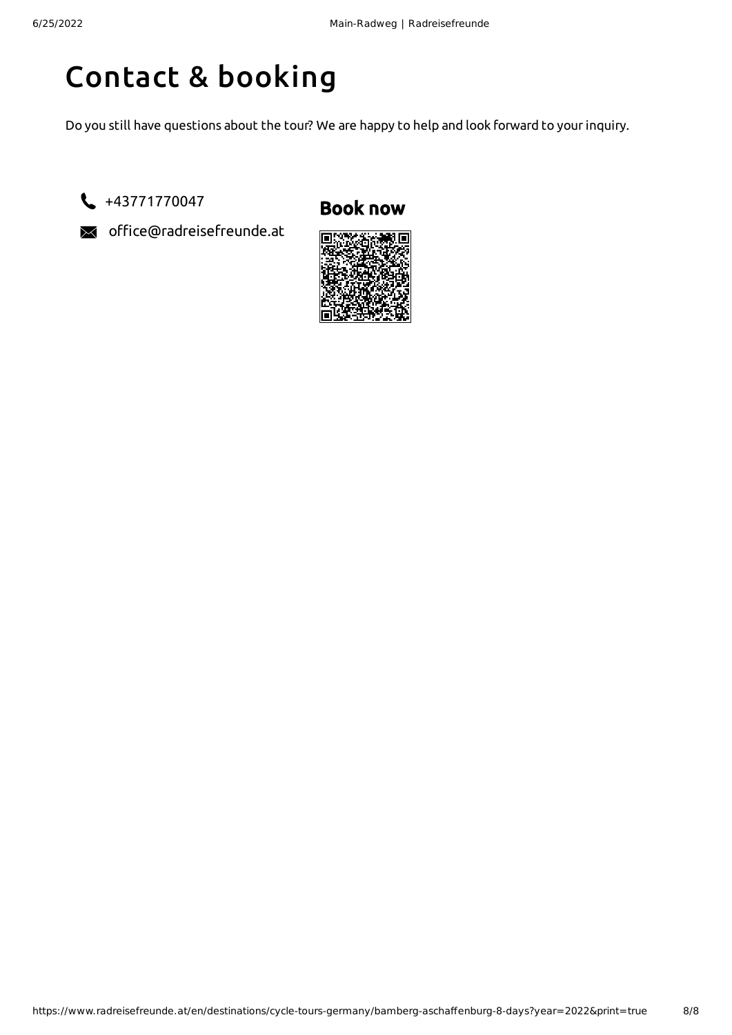# Contact & booking

Do you still have questions about the tour? We are happy to help and look forward to your inquiry.

+43771770047

office@radreisefreunde.at

**Book now**